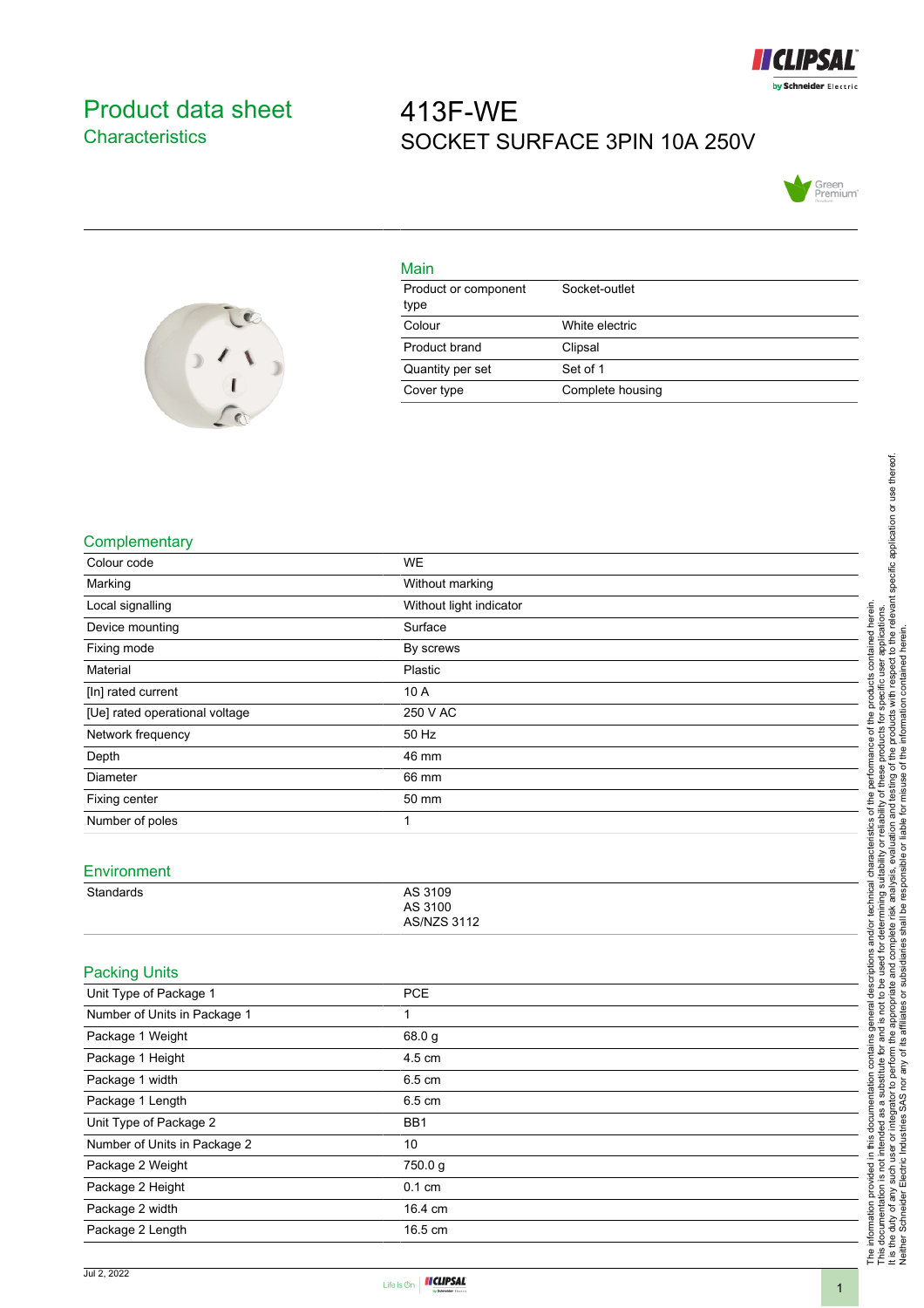# Product data sheet
## Characteristics

# 413F-WE
SOCKET SURFACE 3PIN 10A 250V

### Main

| | |
|---|---|
| Product or component type | Socket-outlet |
| Colour | White electric |
| Product brand | Clipsal |
| Quantity per set | Set of 1 |
| Cover type | Complete housing |

### Complementary

| | |
|---|---|
| Colour code | WE |
| Marking | Without marking |
| Local signalling | Without light indicator |
| Device mounting | Surface |
| Fixing mode | By screws |
| Material | Plastic |
| [In] rated current | 10 A |
| [Ue] rated operational voltage | 250 V AC |
| Network frequency | 50 Hz |
| Depth | 46 mm |
| Diameter | 66 mm |
| Fixing center | 50 mm |
| Number of poles | 1 |

### Environment

| | |
|---|---|
| Standards | AS 3109<br>AS 3100<br>AS/NZS 3112 |

### Packing Units

| | |
|---|---|
| Unit Type of Package 1 | PCE |
| Number of Units in Package 1 | 1 |
| Package 1 Weight | 68.0 g |
| Package 1 Height | 4.5 cm |
| Package 1 width | 6.5 cm |
| Package 1 Length | 6.5 cm |
| Unit Type of Package 2 | BB1 |
| Number of Units in Package 2 | 10 |
| Package 2 Weight | 750.0 g |
| Package 2 Height | 0.1 cm |
| Package 2 width | 16.4 cm |
| Package 2 Length | 16.5 cm |

The information provided in this documentation contains general descriptions and/or technical characteristics of the performance of the products contained herein.
This documentation is not intended as a substitute for and is not to be used for determining suitability or reliability of these products for specific user applications.
It is the duty of any such user or integrator to perform the appropriate and complete risk analysis, evaluation and testing of the products with respect to the relevant specific application or use thereof.
Neither Schneider Electric Industries SAS nor any of its affiliates or subsidiaries shall be responsible or liable for misuse of the information contained herein.

Jul 2, 2022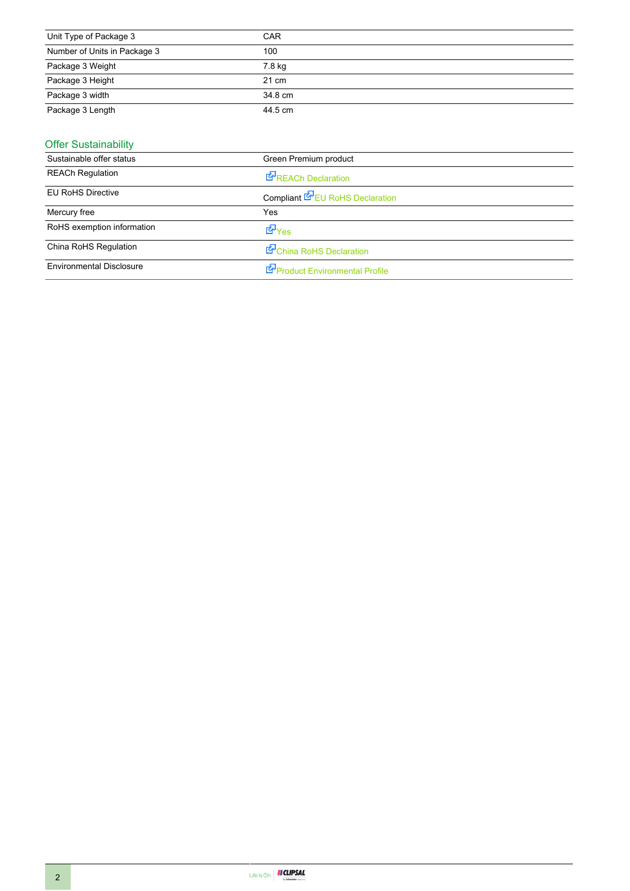| | |
|---|---|
| Unit Type of Package 3 | CAR |
| Number of Units in Package 3 | 100 |
| Package 3 Weight | 7.8 kg |
| Package 3 Height | 21 cm |
| Package 3 width | 34.8 cm |
| Package 3 Length | 44.5 cm |

## Offer Sustainability

| | |
|---|---|
| Sustainable offer status | Green Premium product |
| REACh Regulation | REACh Declaration |
| EU RoHS Directive | Compliant EU RoHS Declaration |
| Mercury free | Yes |
| RoHS exemption information | Yes |
| China RoHS Regulation | China RoHS Declaration |
| Environmental Disclosure | Product Environmental Profile |